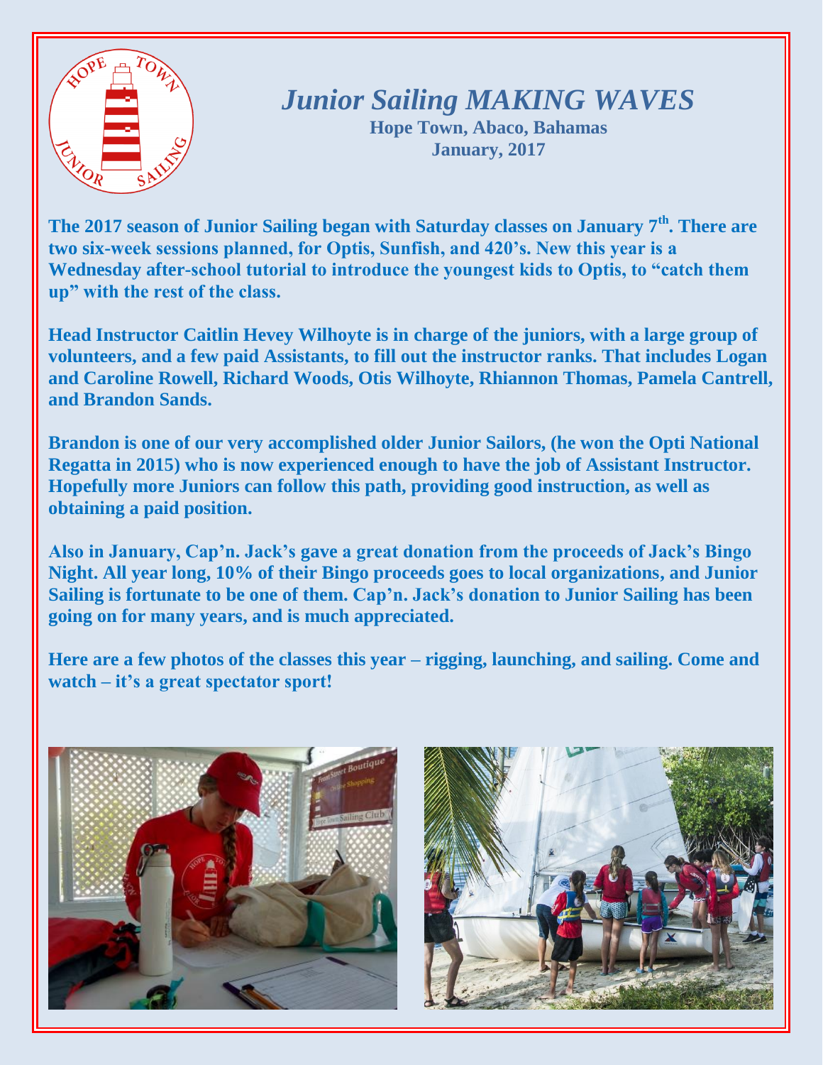# *Junior Sailing MAKING WAVES*

**Hope Town, Abaco, Bahamas**
**January, 2017**

**The 2017 season of Junior Sailing began with Saturday classes on January 7th. There are two six-week sessions planned, for Optis, Sunfish, and 420's. New this year is a Wednesday after-school tutorial to introduce the youngest kids to Optis, to "catch them up" with the rest of the class.**

**Head Instructor Caitlin Hevey Wilhoyte is in charge of the juniors, with a large group of volunteers, and a few paid Assistants, to fill out the instructor ranks. That includes Logan and Caroline Rowell, Richard Woods, Otis Wilhoyte, Rhiannon Thomas, Pamela Cantrell, and Brandon Sands.**

**Brandon is one of our very accomplished older Junior Sailors, (he won the Opti National Regatta in 2015) who is now experienced enough to have the job of Assistant Instructor. Hopefully more Juniors can follow this path, providing good instruction, as well as obtaining a paid position.**

**Also in January, Cap'n. Jack's gave a great donation from the proceeds of Jack's Bingo Night. All year long, 10% of their Bingo proceeds goes to local organizations, and Junior Sailing is fortunate to be one of them. Cap'n. Jack's donation to Junior Sailing has been going on for many years, and is much appreciated.**

**Here are a few photos of the classes this year – rigging, launching, and sailing. Come and watch – it's a great spectator sport!**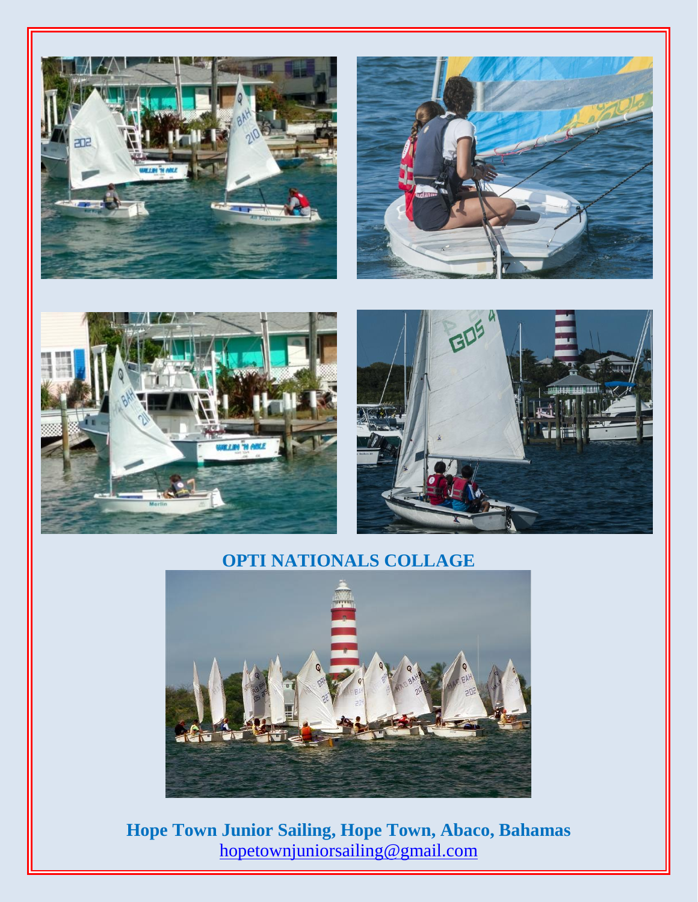**OPTI NATIONALS COLLAGE**

**Hope Town Junior Sailing, Hope Town, Abaco, Bahamas**
hopetownjuniorsailing@gmail.com